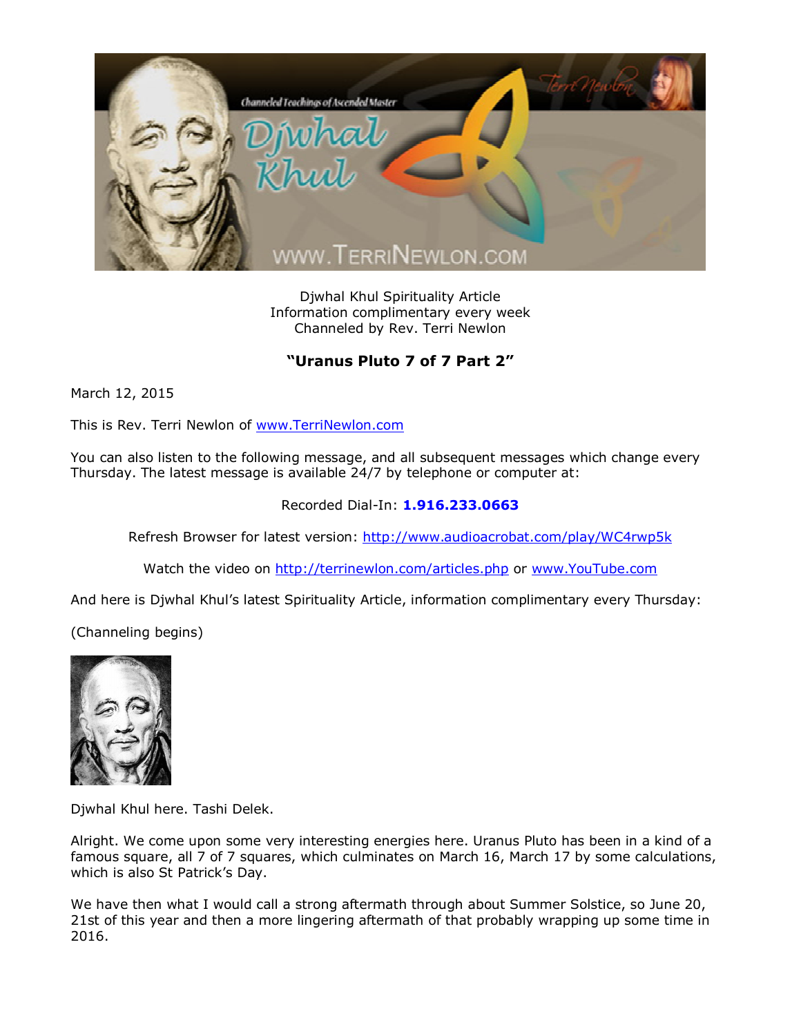Djwhal Khul Spirituality Article
Information complimentary every week
Channeled by Rev. Terri Newlon

## "Uranus Pluto 7 of 7 Part 2"

March 12, 2015

This is Rev. Terri Newlon of www.TerriNewlon.com

You can also listen to the following message, and all subsequent messages which change every Thursday. The latest message is available 24/7 by telephone or computer at:

Recorded Dial-In: **1.916.233.0663**

Refresh Browser for latest version: http://www.audioacrobat.com/play/WC4rwp5k

Watch the video on http://terrinewlon.com/articles.php or www.YouTube.com

And here is Djwhal Khul's latest Spirituality Article, information complimentary every Thursday:

(Channeling begins)

Djwhal Khul here. Tashi Delek.

Alright. We come upon some very interesting energies here. Uranus Pluto has been in a kind of a famous square, all 7 of 7 squares, which culminates on March 16, March 17 by some calculations, which is also St Patrick's Day.

We have then what I would call a strong aftermath through about Summer Solstice, so June 20, 21st of this year and then a more lingering aftermath of that probably wrapping up some time in 2016.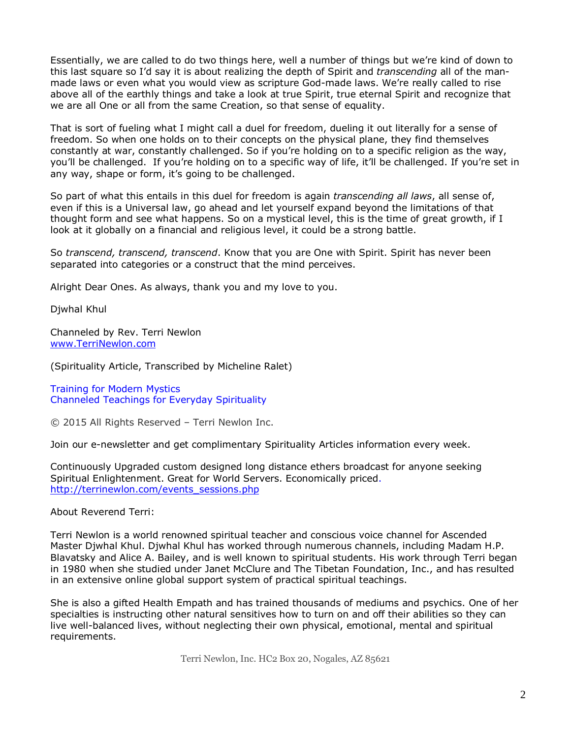Essentially, we are called to do two things here, well a number of things but we're kind of down to this last square so I'd say it is about realizing the depth of Spirit and *transcending* all of the man-made laws or even what you would view as scripture God-made laws. We're really called to rise above all of the earthly things and take a look at true Spirit, true eternal Spirit and recognize that we are all One or all from the same Creation, so that sense of equality.

That is sort of fueling what I might call a duel for freedom, dueling it out literally for a sense of freedom. So when one holds on to their concepts on the physical plane, they find themselves constantly at war, constantly challenged. So if you're holding on to a specific religion as the way, you'll be challenged. If you're holding on to a specific way of life, it'll be challenged. If you're set in any way, shape or form, it's going to be challenged.

So part of what this entails in this duel for freedom is again *transcending all laws*, all sense of, even if this is a Universal law, go ahead and let yourself expand beyond the limitations of that thought form and see what happens. So on a mystical level, this is the time of great growth, if I look at it globally on a financial and religious level, it could be a strong battle.

So *transcend, transcend, transcend*. Know that you are One with Spirit. Spirit has never been separated into categories or a construct that the mind perceives.

Alright Dear Ones. As always, thank you and my love to you.

Djwhal Khul

Channeled by Rev. Terri Newlon
www.TerriNewlon.com

(Spirituality Article, Transcribed by Micheline Ralet)

Training for Modern Mystics
Channeled Teachings for Everyday Spirituality

© 2015 All Rights Reserved – Terri Newlon Inc.

Join our e-newsletter and get complimentary Spirituality Articles information every week.

Continuously Upgraded custom designed long distance ethers broadcast for anyone seeking Spiritual Enlightenment. Great for World Servers. Economically priced.
http://terrinewlon.com/events_sessions.php

About Reverend Terri:

Terri Newlon is a world renowned spiritual teacher and conscious voice channel for Ascended Master Djwhal Khul. Djwhal Khul has worked through numerous channels, including Madam H.P. Blavatsky and Alice A. Bailey, and is well known to spiritual students. His work through Terri began in 1980 when she studied under Janet McClure and The Tibetan Foundation, Inc., and has resulted in an extensive online global support system of practical spiritual teachings.

She is also a gifted Health Empath and has trained thousands of mediums and psychics. One of her specialties is instructing other natural sensitives how to turn on and off their abilities so they can live well-balanced lives, without neglecting their own physical, emotional, mental and spiritual requirements.

Terri Newlon, Inc. HC2 Box 20, Nogales, AZ 85621